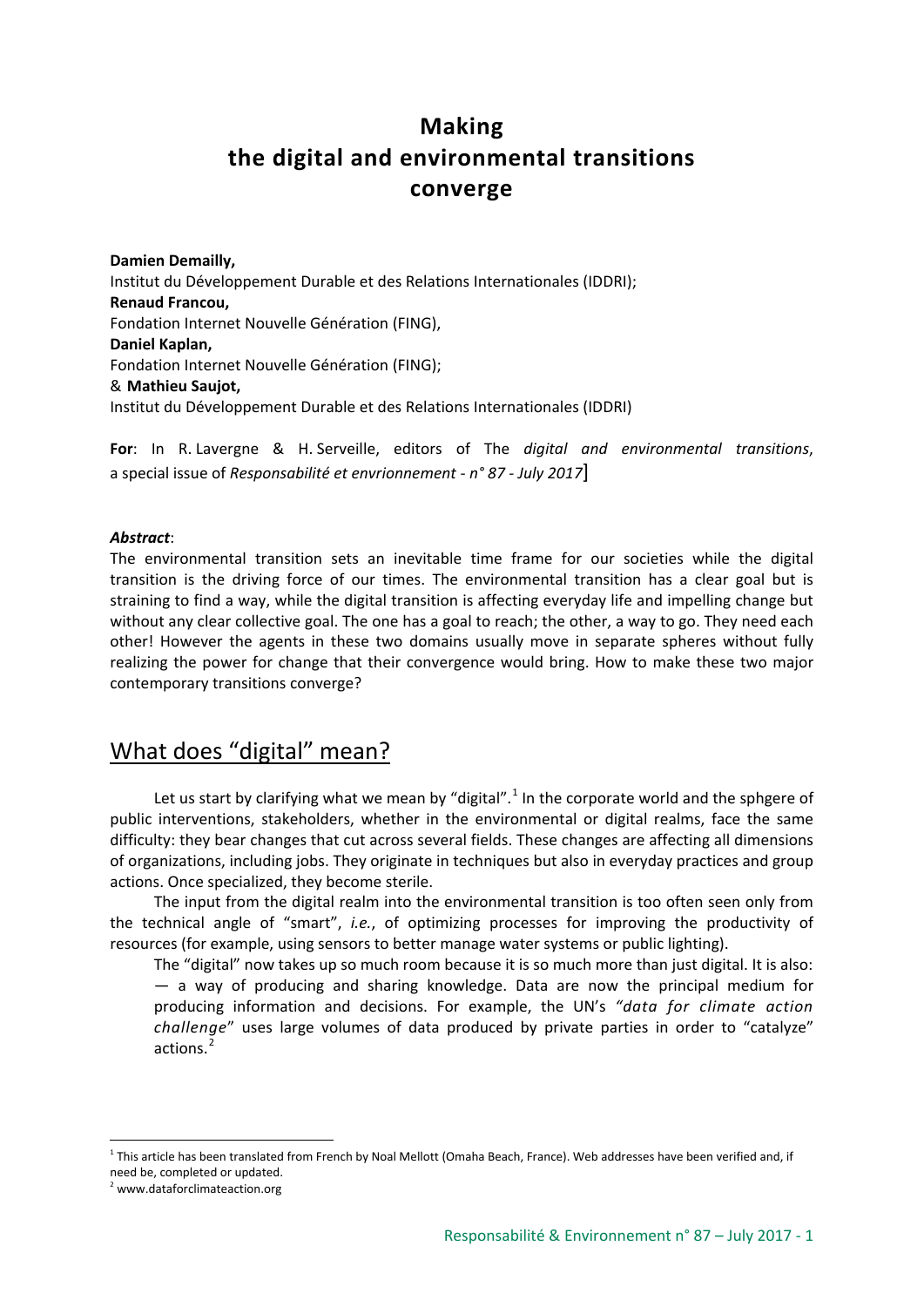# Making the digital and environmental transitions converge

**Damien Demailly,**
Institut du Développement Durable et des Relations Internationales (IDDRI);
**Renaud Francou,**
Fondation Internet Nouvelle Génération (FING),
**Daniel Kaplan,**
Fondation Internet Nouvelle Génération (FING);
& **Mathieu Saujot,**
Institut du Développement Durable et des Relations Internationales (IDDRI)

**For**: In R. Lavergne & H. Serveille, editors of The *digital and environmental transitions*, a special issue of *Responsabilité et envrionnement - n° 87 - July 2017*]

***Abstract***:
The environmental transition sets an inevitable time frame for our societies while the digital transition is the driving force of our times. The environmental transition has a clear goal but is straining to find a way, while the digital transition is affecting everyday life and impelling change but without any clear collective goal. The one has a goal to reach; the other, a way to go. They need each other! However the agents in these two domains usually move in separate spheres without fully realizing the power for change that their convergence would bring. How to make these two major contemporary transitions converge?

## What does "digital" mean?

Let us start by clarifying what we mean by "digital".[1] In the corporate world and the sphgere of public interventions, stakeholders, whether in the environmental or digital realms, face the same difficulty: they bear changes that cut across several fields. These changes are affecting all dimensions of organizations, including jobs. They originate in techniques but also in everyday practices and group actions. Once specialized, they become sterile.

The input from the digital realm into the environmental transition is too often seen only from the technical angle of "smart", *i.e.*, of optimizing processes for improving the productivity of resources (for example, using sensors to better manage water systems or public lighting).

The "digital" now takes up so much room because it is so much more than just digital. It is also:
— a way of producing and sharing knowledge. Data are now the principal medium for producing information and decisions. For example, the UN's *"data for climate action challenge"* uses large volumes of data produced by private parties in order to "catalyze" actions.[2]

---

[1] This article has been translated from French by Noal Mellott (Omaha Beach, France). Web addresses have been verified and, if need be, completed or updated.

[2] www.dataforclimateaction.org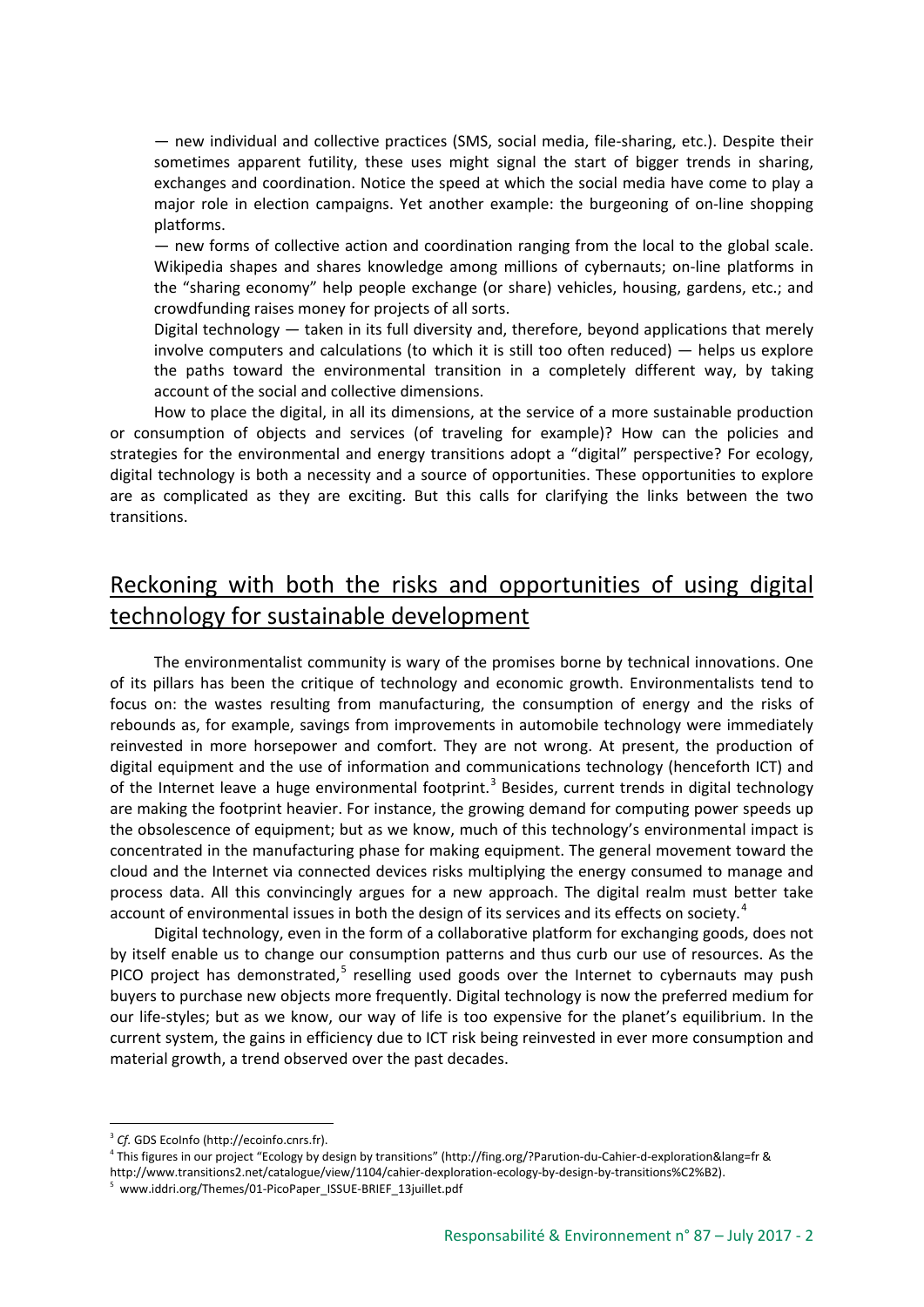— new individual and collective practices (SMS, social media, file-sharing, etc.). Despite their sometimes apparent futility, these uses might signal the start of bigger trends in sharing, exchanges and coordination. Notice the speed at which the social media have come to play a major role in election campaigns. Yet another example: the burgeoning of on-line shopping platforms.

— new forms of collective action and coordination ranging from the local to the global scale. Wikipedia shapes and shares knowledge among millions of cybernauts; on-line platforms in the "sharing economy" help people exchange (or share) vehicles, housing, gardens, etc.; and crowdfunding raises money for projects of all sorts.

Digital technology — taken in its full diversity and, therefore, beyond applications that merely involve computers and calculations (to which it is still too often reduced) — helps us explore the paths toward the environmental transition in a completely different way, by taking account of the social and collective dimensions.

How to place the digital, in all its dimensions, at the service of a more sustainable production or consumption of objects and services (of traveling for example)? How can the policies and strategies for the environmental and energy transitions adopt a "digital" perspective? For ecology, digital technology is both a necessity and a source of opportunities. These opportunities to explore are as complicated as they are exciting. But this calls for clarifying the links between the two transitions.

## Reckoning with both the risks and opportunities of using digital technology for sustainable development

The environmentalist community is wary of the promises borne by technical innovations. One of its pillars has been the critique of technology and economic growth. Environmentalists tend to focus on: the wastes resulting from manufacturing, the consumption of energy and the risks of rebounds as, for example, savings from improvements in automobile technology were immediately reinvested in more horsepower and comfort. They are not wrong. At present, the production of digital equipment and the use of information and communications technology (henceforth ICT) and of the Internet leave a huge environmental footprint.[3] Besides, current trends in digital technology are making the footprint heavier. For instance, the growing demand for computing power speeds up the obsolescence of equipment; but as we know, much of this technology's environmental impact is concentrated in the manufacturing phase for making equipment. The general movement toward the cloud and the Internet via connected devices risks multiplying the energy consumed to manage and process data. All this convincingly argues for a new approach. The digital realm must better take account of environmental issues in both the design of its services and its effects on society.[4]

Digital technology, even in the form of a collaborative platform for exchanging goods, does not by itself enable us to change our consumption patterns and thus curb our use of resources. As the PICO project has demonstrated,[5] reselling used goods over the Internet to cybernauts may push buyers to purchase new objects more frequently. Digital technology is now the preferred medium for our life-styles; but as we know, our way of life is too expensive for the planet's equilibrium. In the current system, the gains in efficiency due to ICT risk being reinvested in ever more consumption and material growth, a trend observed over the past decades.

---

[3] *Cf.* GDS EcoInfo (http://ecoinfo.cnrs.fr).

[4] This figures in our project "Ecology by design by transitions" (http://fing.org/?Parution-du-Cahier-d-exploration&lang=fr & http://www.transitions2.net/catalogue/view/1104/cahier-dexploration-ecology-by-design-by-transitions%C2%B2).

[5] www.iddri.org/Themes/01-PicoPaper_ISSUE-BRIEF_13juillet.pdf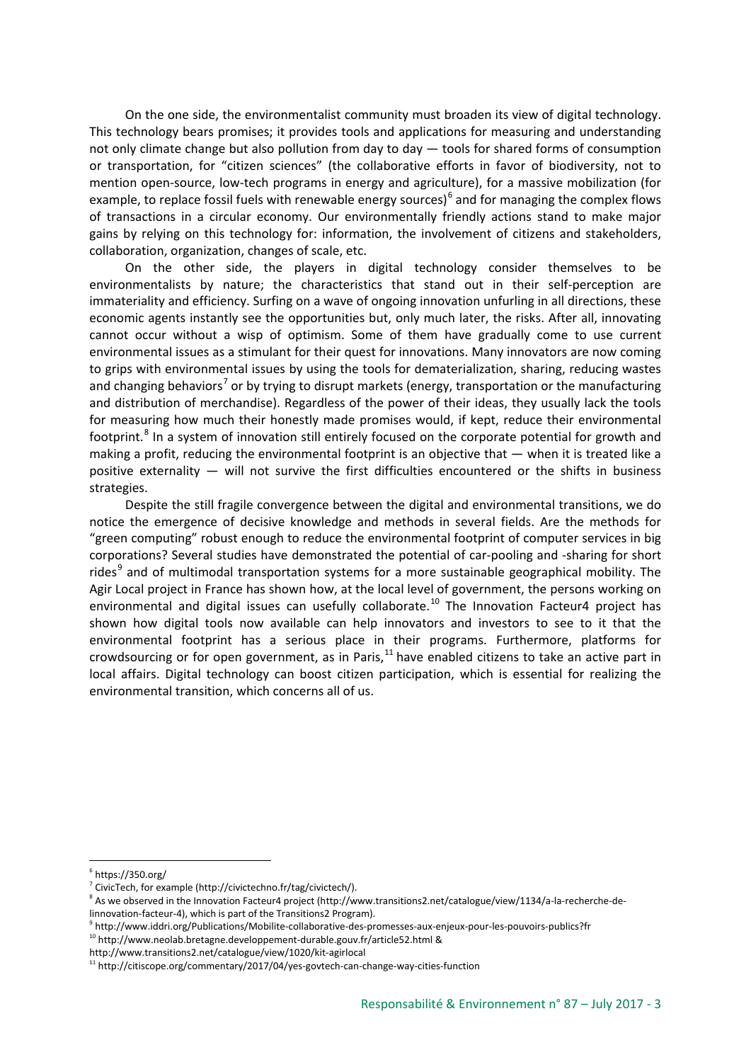On the one side, the environmentalist community must broaden its view of digital technology. This technology bears promises; it provides tools and applications for measuring and understanding not only climate change but also pollution from day to day — tools for shared forms of consumption or transportation, for "citizen sciences" (the collaborative efforts in favor of biodiversity, not to mention open-source, low-tech programs in energy and agriculture), for a massive mobilization (for example, to replace fossil fuels with renewable energy sources)[6] and for managing the complex flows of transactions in a circular economy. Our environmentally friendly actions stand to make major gains by relying on this technology for: information, the involvement of citizens and stakeholders, collaboration, organization, changes of scale, etc.

On the other side, the players in digital technology consider themselves to be environmentalists by nature; the characteristics that stand out in their self-perception are immateriality and efficiency. Surfing on a wave of ongoing innovation unfurling in all directions, these economic agents instantly see the opportunities but, only much later, the risks. After all, innovating cannot occur without a wisp of optimism. Some of them have gradually come to use current environmental issues as a stimulant for their quest for innovations. Many innovators are now coming to grips with environmental issues by using the tools for dematerialization, sharing, reducing wastes and changing behaviors[7] or by trying to disrupt markets (energy, transportation or the manufacturing and distribution of merchandise). Regardless of the power of their ideas, they usually lack the tools for measuring how much their honestly made promises would, if kept, reduce their environmental footprint.[8] In a system of innovation still entirely focused on the corporate potential for growth and making a profit, reducing the environmental footprint is an objective that — when it is treated like a positive externality — will not survive the first difficulties encountered or the shifts in business strategies.

Despite the still fragile convergence between the digital and environmental transitions, we do notice the emergence of decisive knowledge and methods in several fields. Are the methods for "green computing" robust enough to reduce the environmental footprint of computer services in big corporations? Several studies have demonstrated the potential of car-pooling and -sharing for short rides[9] and of multimodal transportation systems for a more sustainable geographical mobility. The Agir Local project in France has shown how, at the local level of government, the persons working on environmental and digital issues can usefully collaborate.[10] The Innovation Facteur4 project has shown how digital tools now available can help innovators and investors to see to it that the environmental footprint has a serious place in their programs. Furthermore, platforms for crowdsourcing or for open government, as in Paris,[11] have enabled citizens to take an active part in local affairs. Digital technology can boost citizen participation, which is essential for realizing the environmental transition, which concerns all of us.

---

[6] https://350.org/

[7] CivicTech, for example (http://civictechno.fr/tag/civictech/).

[8] As we observed in the Innovation Facteur4 project (http://www.transitions2.net/catalogue/view/1134/a-la-recherche-de-linnovation-facteur-4), which is part of the Transitions2 Program).

[9] http://www.iddri.org/Publications/Mobilite-collaborative-des-promesses-aux-enjeux-pour-les-pouvoirs-publics?fr

[10] http://www.neolab.bretagne.developpement-durable.gouv.fr/article52.html & http://www.transitions2.net/catalogue/view/1020/kit-agirlocal

[11] http://citiscope.org/commentary/2017/04/yes-govtech-can-change-way-cities-function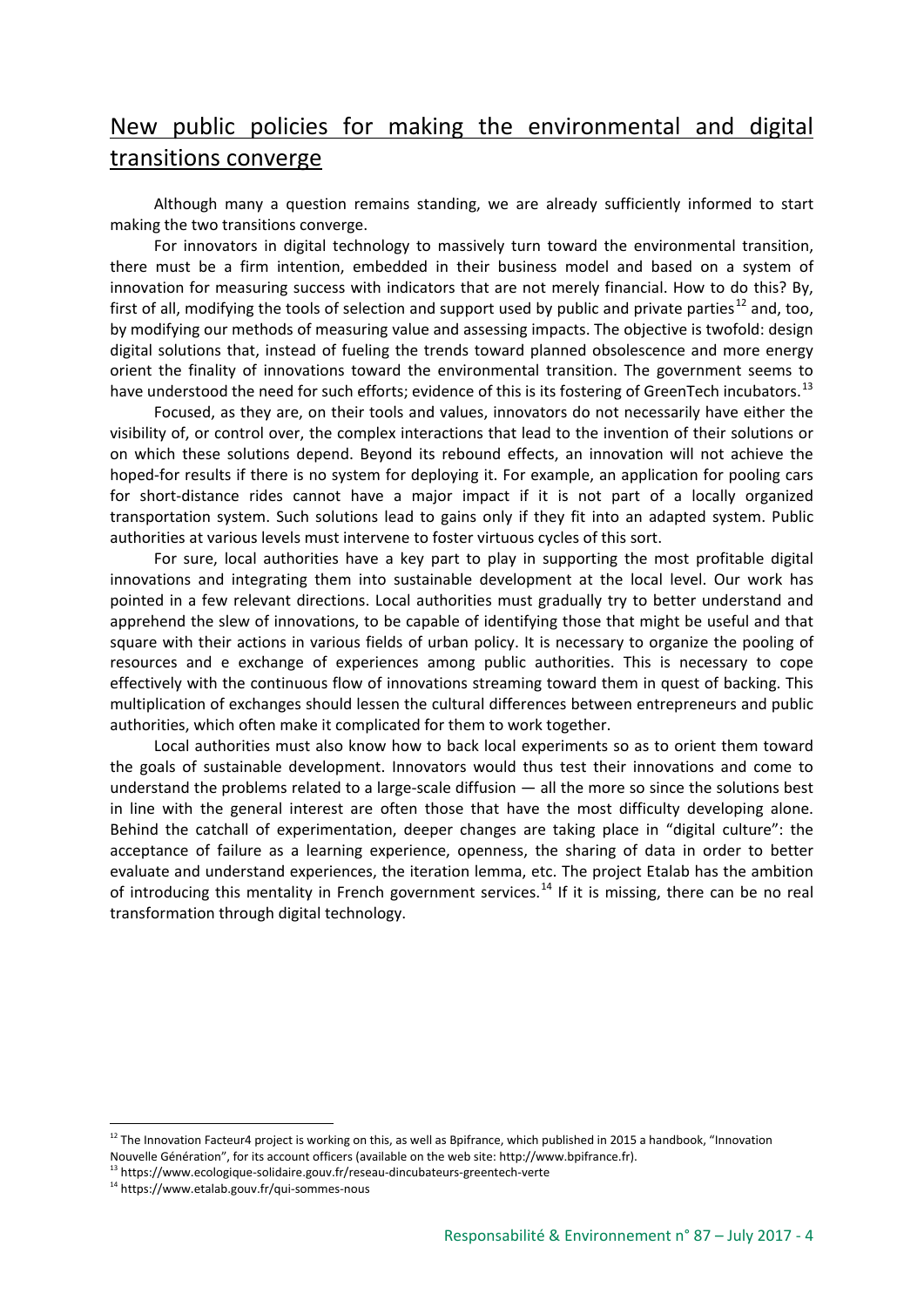## New public policies for making the environmental and digital transitions converge

Although many a question remains standing, we are already sufficiently informed to start making the two transitions converge.

For innovators in digital technology to massively turn toward the environmental transition, there must be a firm intention, embedded in their business model and based on a system of innovation for measuring success with indicators that are not merely financial. How to do this? By, first of all, modifying the tools of selection and support used by public and private parties[12] and, too, by modifying our methods of measuring value and assessing impacts. The objective is twofold: design digital solutions that, instead of fueling the trends toward planned obsolescence and more energy orient the finality of innovations toward the environmental transition. The government seems to have understood the need for such efforts; evidence of this is its fostering of GreenTech incubators.[13]

Focused, as they are, on their tools and values, innovators do not necessarily have either the visibility of, or control over, the complex interactions that lead to the invention of their solutions or on which these solutions depend. Beyond its rebound effects, an innovation will not achieve the hoped-for results if there is no system for deploying it. For example, an application for pooling cars for short-distance rides cannot have a major impact if it is not part of a locally organized transportation system. Such solutions lead to gains only if they fit into an adapted system. Public authorities at various levels must intervene to foster virtuous cycles of this sort.

For sure, local authorities have a key part to play in supporting the most profitable digital innovations and integrating them into sustainable development at the local level. Our work has pointed in a few relevant directions. Local authorities must gradually try to better understand and apprehend the slew of innovations, to be capable of identifying those that might be useful and that square with their actions in various fields of urban policy. It is necessary to organize the pooling of resources and e exchange of experiences among public authorities. This is necessary to cope effectively with the continuous flow of innovations streaming toward them in quest of backing. This multiplication of exchanges should lessen the cultural differences between entrepreneurs and public authorities, which often make it complicated for them to work together.

Local authorities must also know how to back local experiments so as to orient them toward the goals of sustainable development. Innovators would thus test their innovations and come to understand the problems related to a large-scale diffusion — all the more so since the solutions best in line with the general interest are often those that have the most difficulty developing alone. Behind the catchall of experimentation, deeper changes are taking place in "digital culture": the acceptance of failure as a learning experience, openness, the sharing of data in order to better evaluate and understand experiences, the iteration lemma, etc. The project Etalab has the ambition of introducing this mentality in French government services.[14] If it is missing, there can be no real transformation through digital technology.

---

[12] The Innovation Facteur4 project is working on this, as well as Bpifrance, which published in 2015 a handbook, "Innovation Nouvelle Génération", for its account officers (available on the web site: http://www.bpifrance.fr).

[13] https://www.ecologique-solidaire.gouv.fr/reseau-dincubateurs-greentech-verte

[14] https://www.etalab.gouv.fr/qui-sommes-nous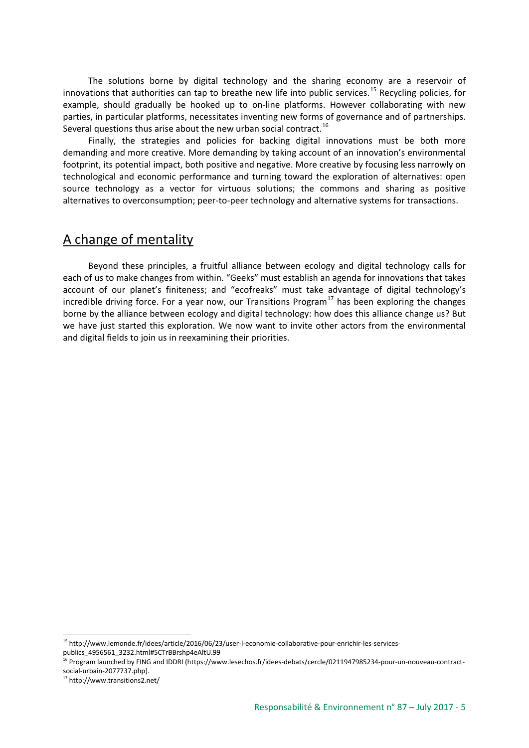The solutions borne by digital technology and the sharing economy are a reservoir of innovations that authorities can tap to breathe new life into public services.[15] Recycling policies, for example, should gradually be hooked up to on-line platforms. However collaborating with new parties, in particular platforms, necessitates inventing new forms of governance and of partnerships. Several questions thus arise about the new urban social contract.[16]

Finally, the strategies and policies for backing digital innovations must be both more demanding and more creative. More demanding by taking account of an innovation's environmental footprint, its potential impact, both positive and negative. More creative by focusing less narrowly on technological and economic performance and turning toward the exploration of alternatives: open source technology as a vector for virtuous solutions; the commons and sharing as positive alternatives to overconsumption; peer-to-peer technology and alternative systems for transactions.

## A change of mentality

Beyond these principles, a fruitful alliance between ecology and digital technology calls for each of us to make changes from within. "Geeks" must establish an agenda for innovations that takes account of our planet's finiteness; and "ecofreaks" must take advantage of digital technology's incredible driving force. For a year now, our Transitions Program[17] has been exploring the changes borne by the alliance between ecology and digital technology: how does this alliance change us? But we have just started this exploration. We now want to invite other actors from the environmental and digital fields to join us in reexamining their priorities.

---

[15] http://www.lemonde.fr/idees/article/2016/06/23/user-l-economie-collaborative-pour-enrichir-les-services-publics_4956561_3232.html#5CTrBBrshp4eAltU.99

[16] Program launched by FING and IDDRI (https://www.lesechos.fr/idees-debats/cercle/0211947985234-pour-un-nouveau-contract-social-urbain-2077737.php).

[17] http://www.transitions2.net/